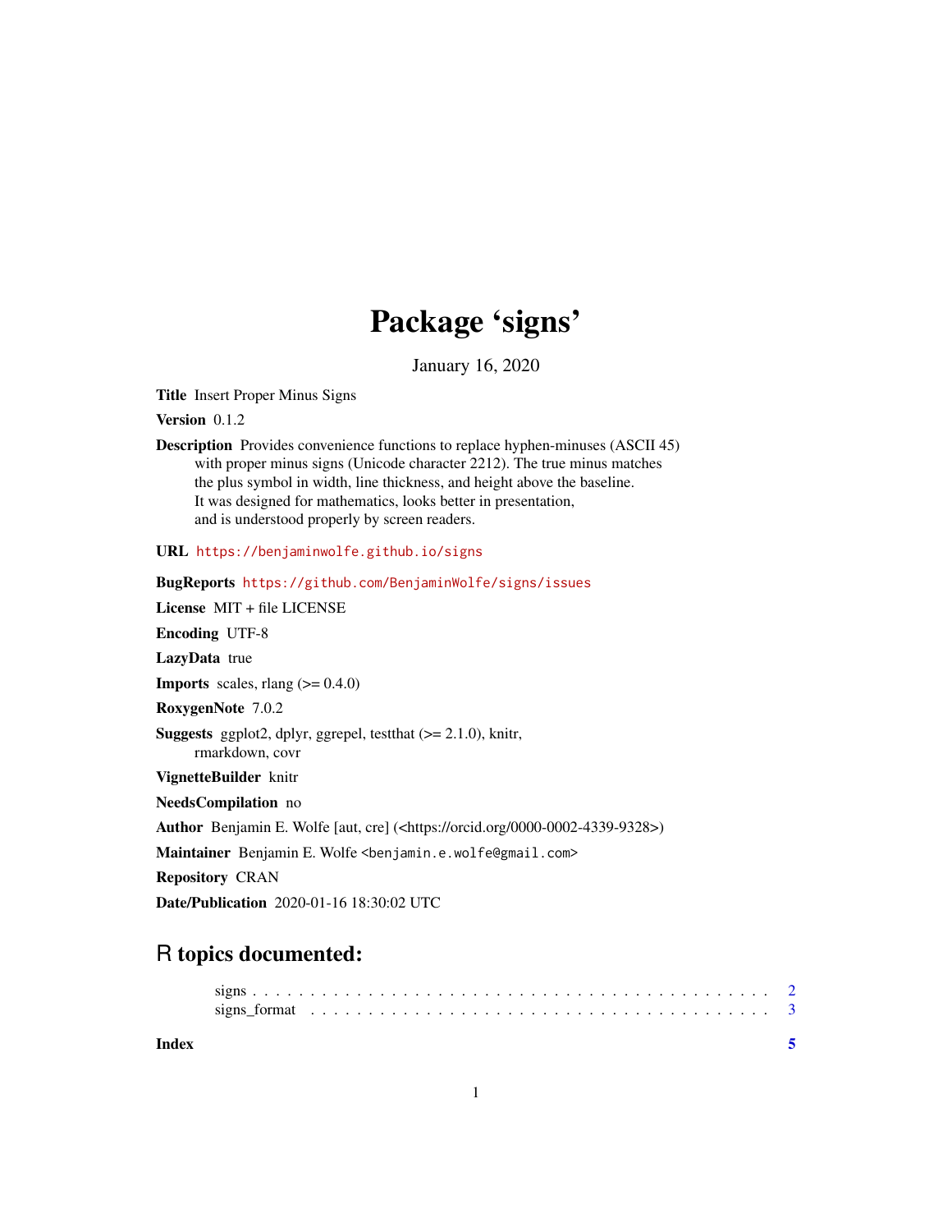# Package 'signs'

January 16, 2020

**Title** Insert Proper Minus Signs

**Version** 0.1.2

**Description** Provides convenience functions to replace hyphen-minuses (ASCII 45) with proper minus signs (Unicode character 2212). The true minus matches the plus symbol in width, line thickness, and height above the baseline. It was designed for mathematics, looks better in presentation, and is understood properly by screen readers.

**URL** https://benjaminwolfe.github.io/signs

**BugReports** https://github.com/BenjaminWolfe/signs/issues

**License** MIT + file LICENSE

**Encoding** UTF-8

**LazyData** true

**Imports** scales, rlang (>= 0.4.0)

**RoxygenNote** 7.0.2

**Suggests** ggplot2, dplyr, ggrepel, testthat (>= 2.1.0), knitr, rmarkdown, covr

**VignetteBuilder** knitr

**NeedsCompilation** no

**Author** Benjamin E. Wolfe [aut, cre] (<https://orcid.org/0000-0002-4339-9328>)

**Maintainer** Benjamin E. Wolfe <benjamin.e.wolfe@gmail.com>

**Repository** CRAN

**Date/Publication** 2020-01-16 18:30:02 UTC

## R topics documented:

signs . . . . . . . . . . . . . . . . . . . . . . . . . . . . . . . . . . . . . . . . . 2
signs_format . . . . . . . . . . . . . . . . . . . . . . . . . . . . . . . . . . . . 3

**Index** 5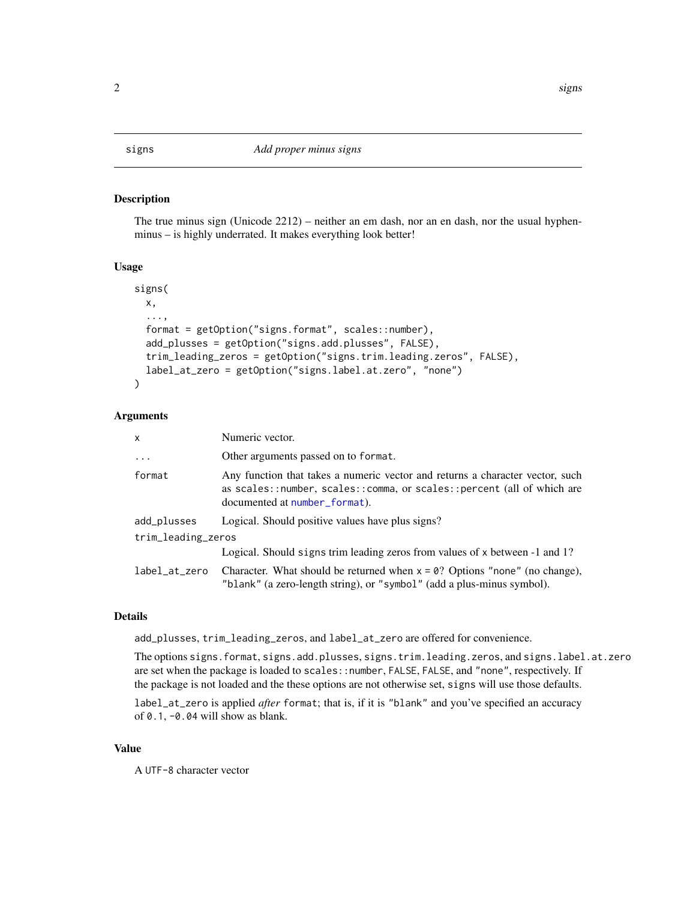## signs — *Add proper minus signs*

### Description

The true minus sign (Unicode 2212) – neither an em dash, nor an en dash, nor the usual hyphen-minus – is highly underrated. It makes everything look better!

### Usage

```
signs(
  x,
  ...,
  format = getOption("signs.format", scales::number),
  add_plusses = getOption("signs.add.plusses", FALSE),
  trim_leading_zeros = getOption("signs.trim.leading.zeros", FALSE),
  label_at_zero = getOption("signs.label.at.zero", "none")
)
```

### Arguments

| Argument | Description |
|---|---|
| `x` | Numeric vector. |
| `...` | Other arguments passed on to `format`. |
| `format` | Any function that takes a numeric vector and returns a character vector, such as `scales::number`, `scales::comma`, or `scales::percent` (all of which are documented at `number_format`). |
| `add_plusses` | Logical. Should positive values have plus signs? |
| `trim_leading_zeros` | Logical. Should `signs` trim leading zeros from values of `x` between -1 and 1? |
| `label_at_zero` | Character. What should be returned when `x = 0`? Options `"none"` (no change), `"blank"` (a zero-length string), or `"symbol"` (add a plus-minus symbol). |

### Details

`add_plusses`, `trim_leading_zeros`, and `label_at_zero` are offered for convenience.

The options `signs.format`, `signs.add.plusses`, `signs.trim.leading.zeros`, and `signs.label.at.zero` are set when the package is loaded to `scales::number`, `FALSE`, `FALSE`, and `"none"`, respectively. If the package is not loaded and the these options are not otherwise set, `signs` will use those defaults.

`label_at_zero` is applied *after* `format`; that is, if it is `"blank"` and you've specified an accuracy of `0.1`, `-0.04` will show as blank.

### Value

A `UTF-8` character vector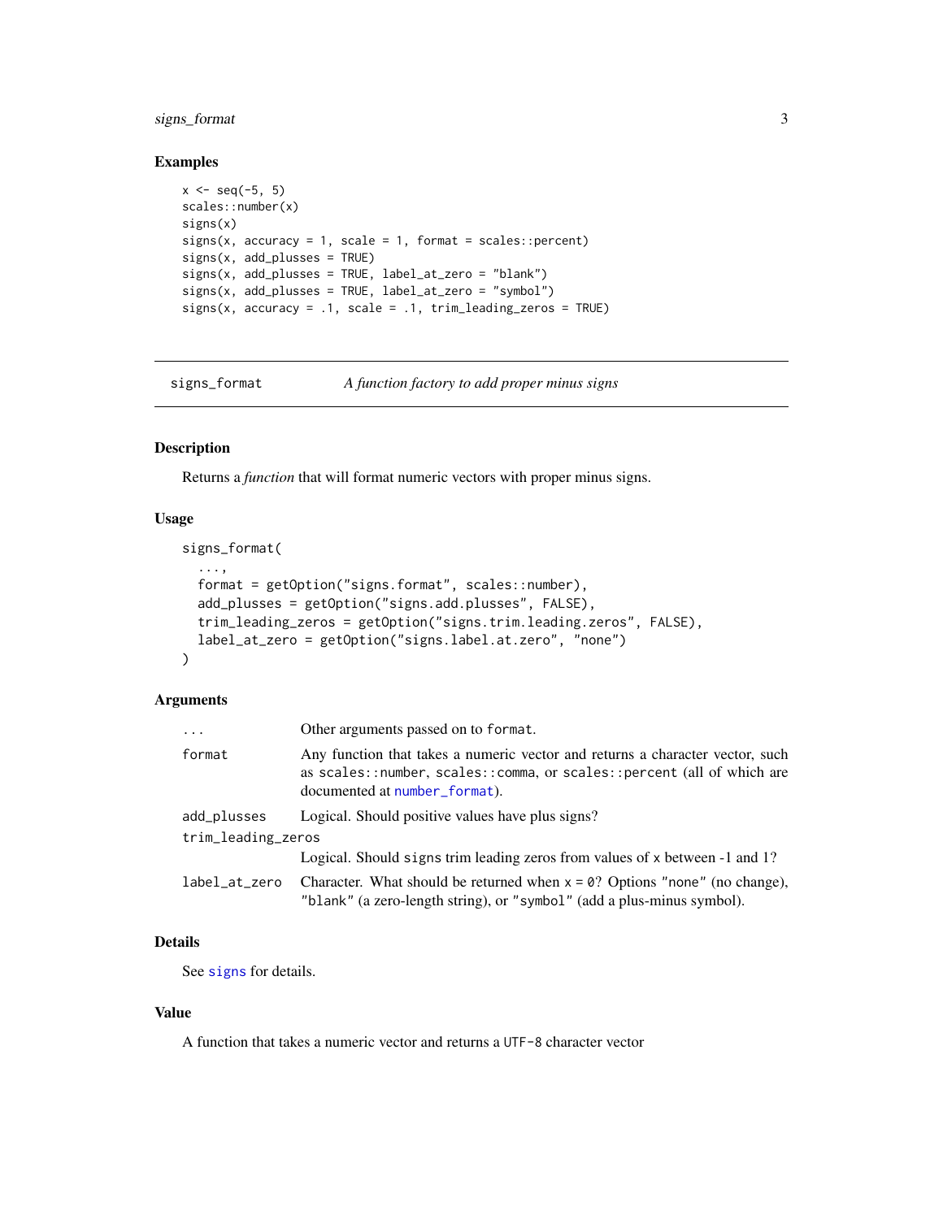## Examples

```
x <- seq(-5, 5)
scales::number(x)
signs(x)
signs(x, accuracy = 1, scale = 1, format = scales::percent)
signs(x, add_plusses = TRUE)
signs(x, add_plusses = TRUE, label_at_zero = "blank")
signs(x, add_plusses = TRUE, label_at_zero = "symbol")
signs(x, accuracy = .1, scale = .1, trim_leading_zeros = TRUE)
```

---

# signs_format — *A function factory to add proper minus signs*

---

## Description

Returns a *function* that will format numeric vectors with proper minus signs.

## Usage

```
signs_format(
  ...,
  format = getOption("signs.format", scales::number),
  add_plusses = getOption("signs.add.plusses", FALSE),
  trim_leading_zeros = getOption("signs.trim.leading.zeros", FALSE),
  label_at_zero = getOption("signs.label.at.zero", "none")
)
```

## Arguments

| | |
|---|---|
| `...` | Other arguments passed on to `format`. |
| `format` | Any function that takes a numeric vector and returns a character vector, such as `scales::number`, `scales::comma`, or `scales::percent` (all of which are documented at `number_format`). |
| `add_plusses` | Logical. Should positive values have plus signs? |
| `trim_leading_zeros` | Logical. Should `signs` trim leading zeros from values of `x` between -1 and 1? |
| `label_at_zero` | Character. What should be returned when `x = 0`? Options `"none"` (no change), `"blank"` (a zero-length string), or `"symbol"` (add a plus-minus symbol). |

## Details

See `signs` for details.

## Value

A function that takes a numeric vector and returns a `UTF-8` character vector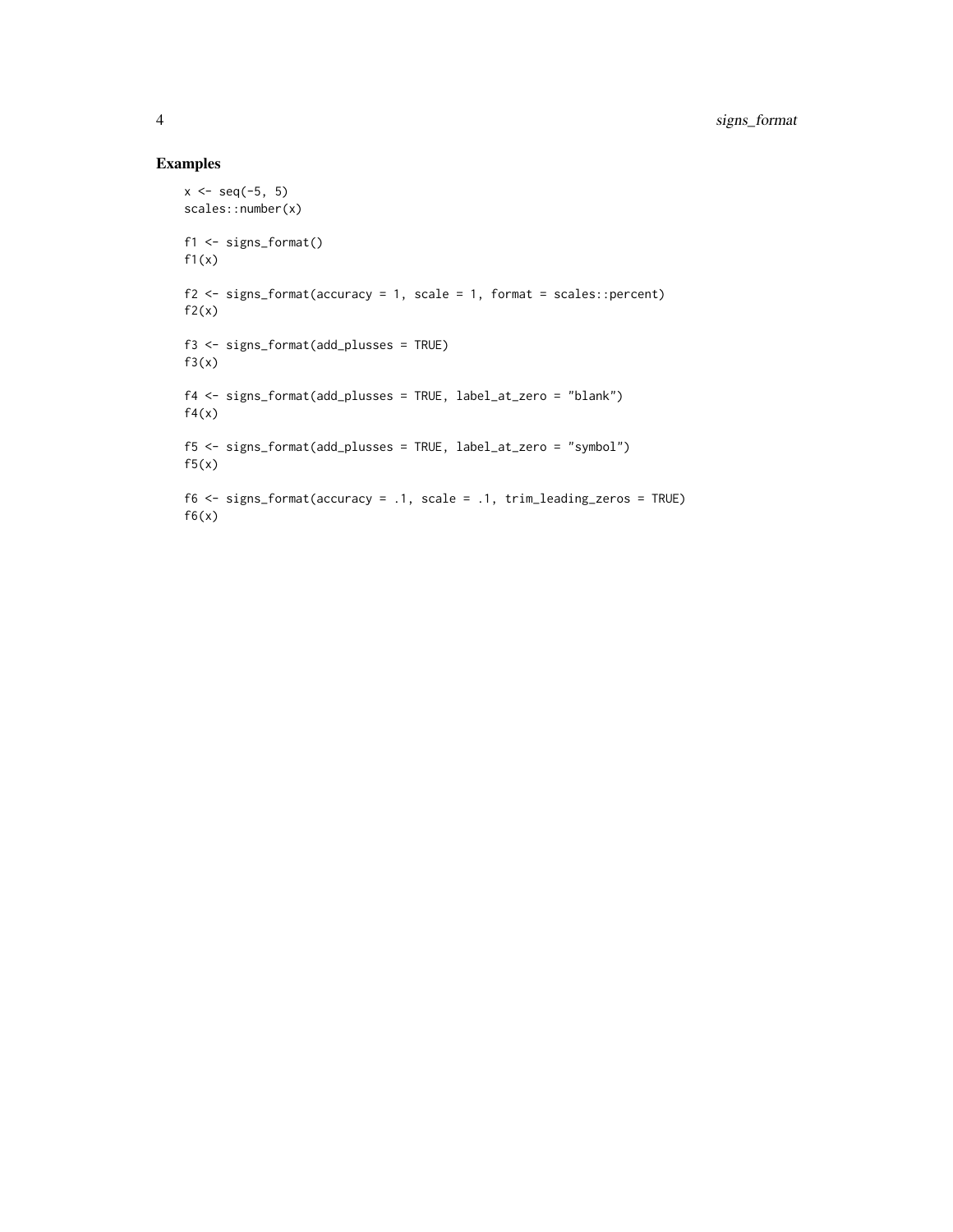## Examples

```
x <- seq(-5, 5)
scales::number(x)

f1 <- signs_format()
f1(x)

f2 <- signs_format(accuracy = 1, scale = 1, format = scales::percent)
f2(x)

f3 <- signs_format(add_plusses = TRUE)
f3(x)

f4 <- signs_format(add_plusses = TRUE, label_at_zero = "blank")
f4(x)

f5 <- signs_format(add_plusses = TRUE, label_at_zero = "symbol")
f5(x)

f6 <- signs_format(accuracy = .1, scale = .1, trim_leading_zeros = TRUE)
f6(x)
```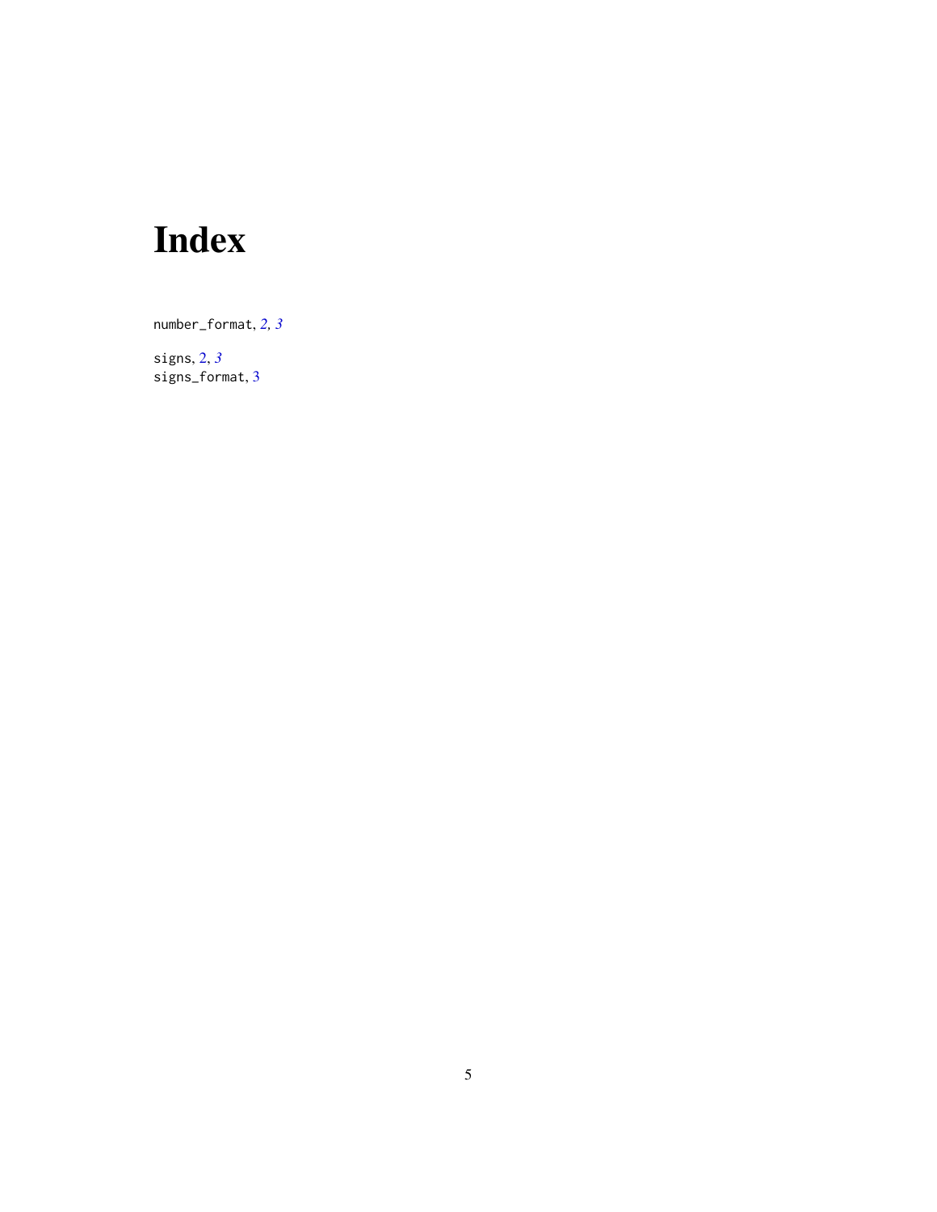# Index

number_format, *2*, *3*

signs, 2, *3*
signs_format, 3